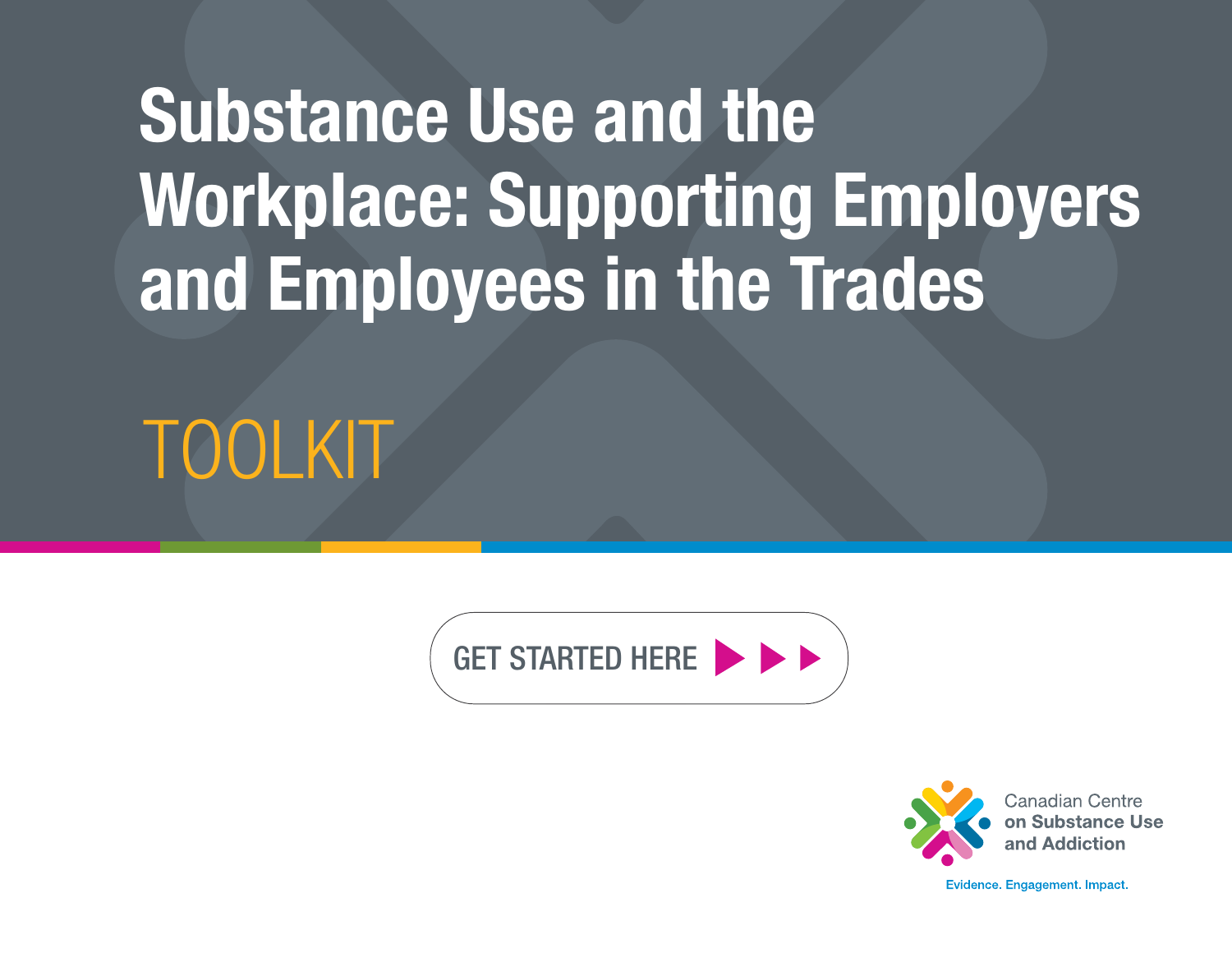# Substance Use and the Workplace: Supporting Employers and Employees in the Trades

## TOOLKIT

GET STARTED HERE ▶▶▶

Canadian Centre on Substance Use and Addiction

Evidence. Engagement. Impact.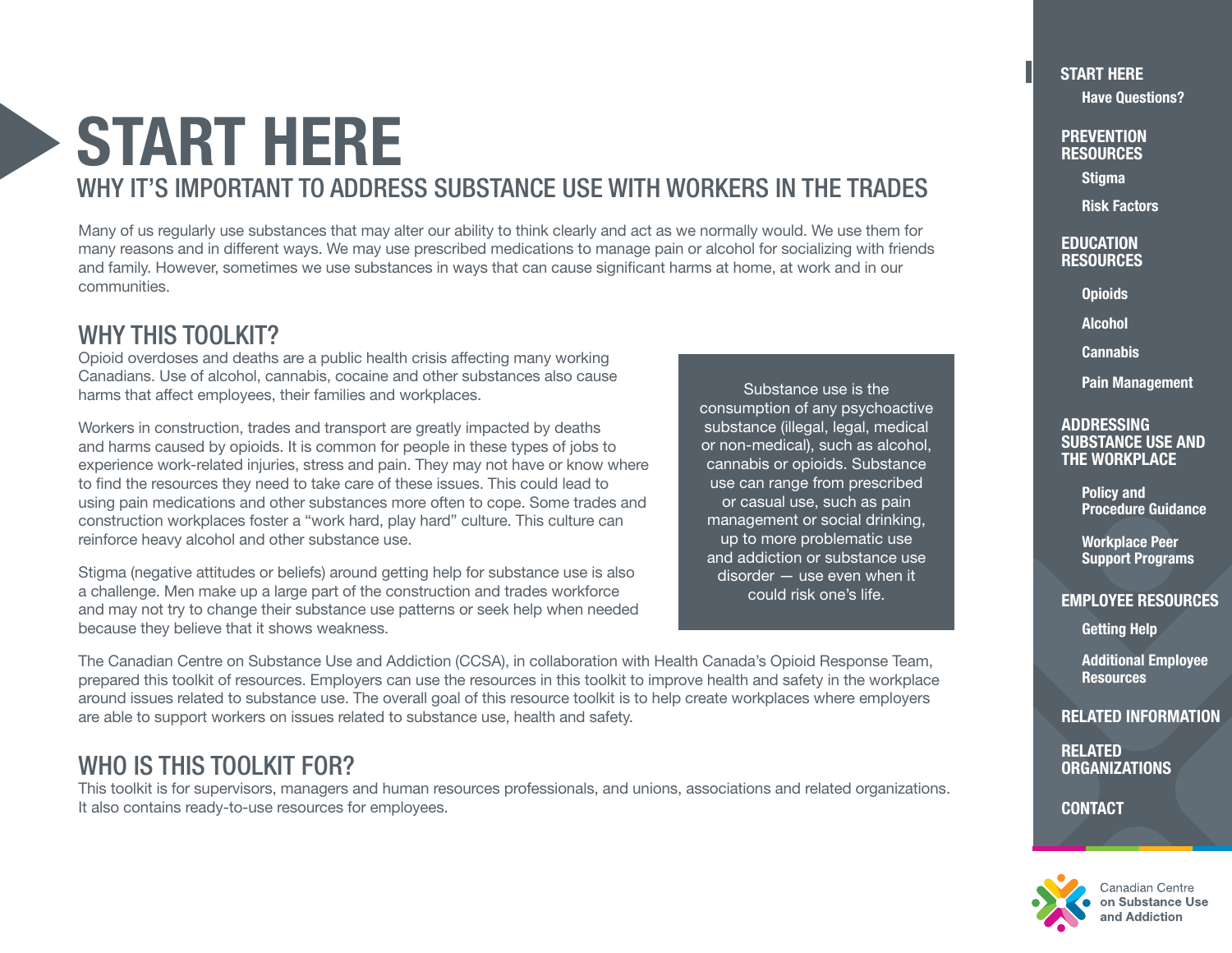# START HERE

## WHY IT'S IMPORTANT TO ADDRESS SUBSTANCE USE WITH WORKERS IN THE TRADES

Many of us regularly use substances that may alter our ability to think clearly and act as we normally would. We use them for many reasons and in different ways. We may use prescribed medications to manage pain or alcohol for socializing with friends and family. However, sometimes we use substances in ways that can cause significant harms at home, at work and in our communities.

## WHY THIS TOOLKIT?

Opioid overdoses and deaths are a public health crisis affecting many working Canadians. Use of alcohol, cannabis, cocaine and other substances also cause harms that affect employees, their families and workplaces.

Workers in construction, trades and transport are greatly impacted by deaths and harms caused by opioids. It is common for people in these types of jobs to experience work-related injuries, stress and pain. They may not have or know where to find the resources they need to take care of these issues. This could lead to using pain medications and other substances more often to cope. Some trades and construction workplaces foster a "work hard, play hard" culture. This culture can reinforce heavy alcohol and other substance use.

Stigma (negative attitudes or beliefs) around getting help for substance use is also a challenge. Men make up a large part of the construction and trades workforce and may not try to change their substance use patterns or seek help when needed because they believe that it shows weakness.

> Substance use is the consumption of any psychoactive substance (illegal, legal, medical or non-medical), such as alcohol, cannabis or opioids. Substance use can range from prescribed or casual use, such as pain management or social drinking, up to more problematic use and addiction or substance use disorder — use even when it could risk one's life.

The Canadian Centre on Substance Use and Addiction (CCSA), in collaboration with Health Canada's Opioid Response Team, prepared this toolkit of resources. Employers can use the resources in this toolkit to improve health and safety in the workplace around issues related to substance use. The overall goal of this resource toolkit is to help create workplaces where employers are able to support workers on issues related to substance use, health and safety.

## WHO IS THIS TOOLKIT FOR?

This toolkit is for supervisors, managers and human resources professionals, and unions, associations and related organizations. It also contains ready-to-use resources for employees.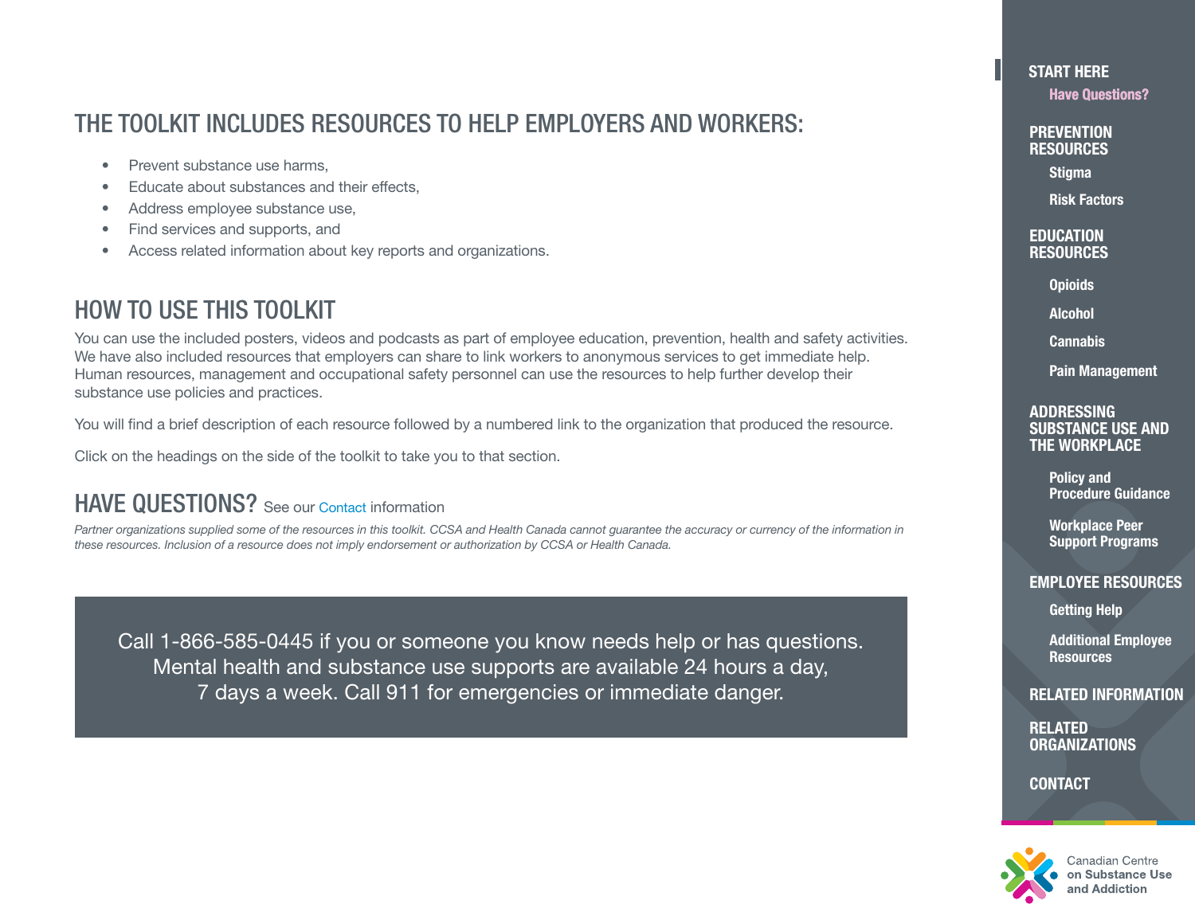## THE TOOLKIT INCLUDES RESOURCES TO HELP EMPLOYERS AND WORKERS:

- Prevent substance use harms,
- Educate about substances and their effects,
- Address employee substance use,
- Find services and supports, and
- Access related information about key reports and organizations.

## HOW TO USE THIS TOOLKIT

You can use the included posters, videos and podcasts as part of employee education, prevention, health and safety activities. We have also included resources that employers can share to link workers to anonymous services to get immediate help. Human resources, management and occupational safety personnel can use the resources to help further develop their substance use policies and practices.

You will find a brief description of each resource followed by a numbered link to the organization that produced the resource.

Click on the headings on the side of the toolkit to take you to that section.

## HAVE QUESTIONS? See our Contact information

*Partner organizations supplied some of the resources in this toolkit. CCSA and Health Canada cannot guarantee the accuracy or currency of the information in these resources. Inclusion of a resource does not imply endorsement or authorization by CCSA or Health Canada.*

Call 1-866-585-0445 if you or someone you know needs help or has questions. Mental health and substance use supports are available 24 hours a day, 7 days a week. Call 911 for emergencies or immediate danger.

**START HERE**
- Have Questions?

**PREVENTION RESOURCES**
- Stigma
- Risk Factors

**EDUCATION RESOURCES**
- Opioids
- Alcohol
- Cannabis
- Pain Management

**ADDRESSING SUBSTANCE USE AND THE WORKPLACE**
- Policy and Procedure Guidance
- Workplace Peer Support Programs

**EMPLOYEE RESOURCES**
- Getting Help
- Additional Employee Resources

**RELATED INFORMATION**

**RELATED ORGANIZATIONS**

**CONTACT**

Canadian Centre on Substance Use and Addiction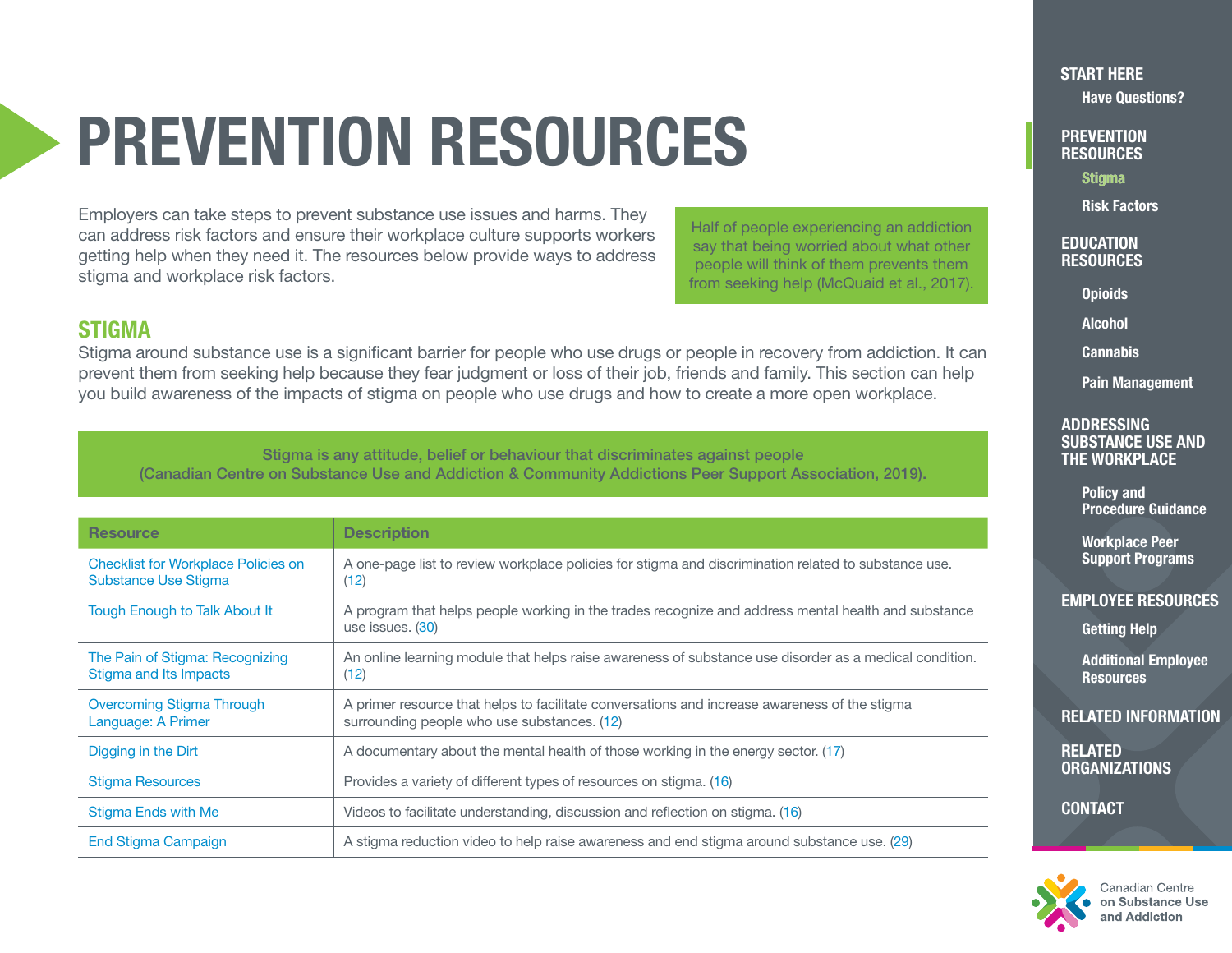# PREVENTION RESOURCES

Employers can take steps to prevent substance use issues and harms. They can address risk factors and ensure their workplace culture supports workers getting help when they need it. The resources below provide ways to address stigma and workplace risk factors.

Half of people experiencing an addiction say that being worried about what other people will think of them prevents them from seeking help (McQuaid et al., 2017).

## STIGMA

Stigma around substance use is a significant barrier for people who use drugs or people in recovery from addiction. It can prevent them from seeking help because they fear judgment or loss of their job, friends and family. This section can help you build awareness of the impacts of stigma on people who use drugs and how to create a more open workplace.

Stigma is any attitude, belief or behaviour that discriminates against people (Canadian Centre on Substance Use and Addiction & Community Addictions Peer Support Association, 2019).

| Resource | Description |
|---|---|
| Checklist for Workplace Policies on Substance Use Stigma | A one-page list to review workplace policies for stigma and discrimination related to substance use. (12) |
| Tough Enough to Talk About It | A program that helps people working in the trades recognize and address mental health and substance use issues. (30) |
| The Pain of Stigma: Recognizing Stigma and Its Impacts | An online learning module that helps raise awareness of substance use disorder as a medical condition. (12) |
| Overcoming Stigma Through Language: A Primer | A primer resource that helps to facilitate conversations and increase awareness of the stigma surrounding people who use substances. (12) |
| Digging in the Dirt | A documentary about the mental health of those working in the energy sector. (17) |
| Stigma Resources | Provides a variety of different types of resources on stigma. (16) |
| Stigma Ends with Me | Videos to facilitate understanding, discussion and reflection on stigma. (16) |
| End Stigma Campaign | A stigma reduction video to help raise awareness and end stigma around substance use. (29) |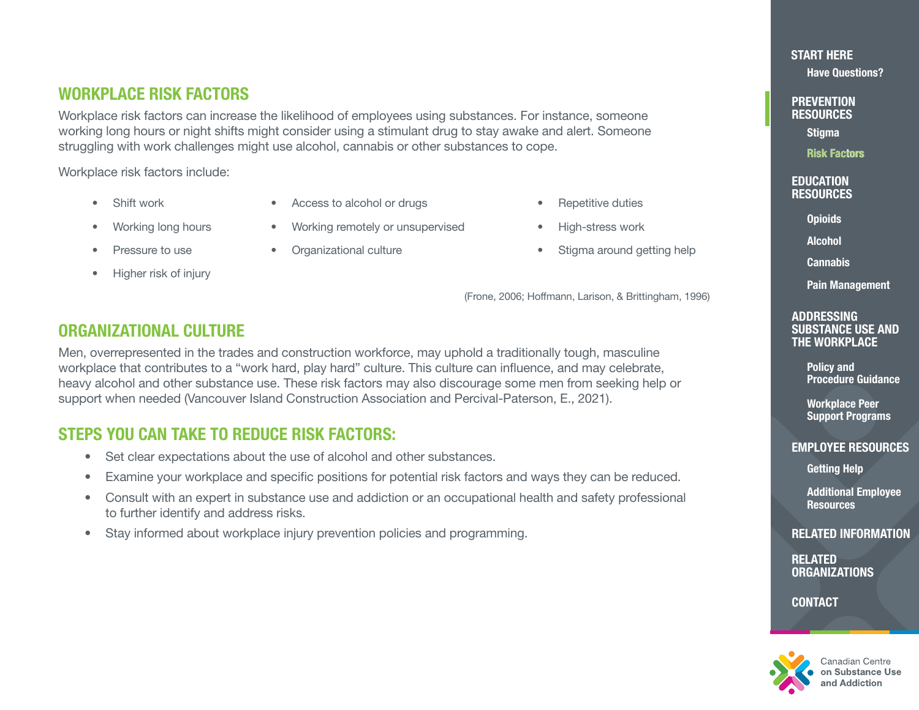## WORKPLACE RISK FACTORS

Workplace risk factors can increase the likelihood of employees using substances. For instance, someone working long hours or night shifts might consider using a stimulant drug to stay awake and alert. Someone struggling with work challenges might use alcohol, cannabis or other substances to cope.

Workplace risk factors include:

- Shift work
- Working long hours
- Pressure to use
- Higher risk of injury
- Access to alcohol or drugs
- Working remotely or unsupervised
- Organizational culture
- Repetitive duties
- High-stress work
- Stigma around getting help

(Frone, 2006; Hoffmann, Larison, & Brittingham, 1996)

## ORGANIZATIONAL CULTURE

Men, overrepresented in the trades and construction workforce, may uphold a traditionally tough, masculine workplace that contributes to a "work hard, play hard" culture. This culture can influence, and may celebrate, heavy alcohol and other substance use. These risk factors may also discourage some men from seeking help or support when needed (Vancouver Island Construction Association and Percival-Paterson, E., 2021).

## STEPS YOU CAN TAKE TO REDUCE RISK FACTORS:

- Set clear expectations about the use of alcohol and other substances.
- Examine your workplace and specific positions for potential risk factors and ways they can be reduced.
- Consult with an expert in substance use and addiction or an occupational health and safety professional to further identify and address risks.
- Stay informed about workplace injury prevention policies and programming.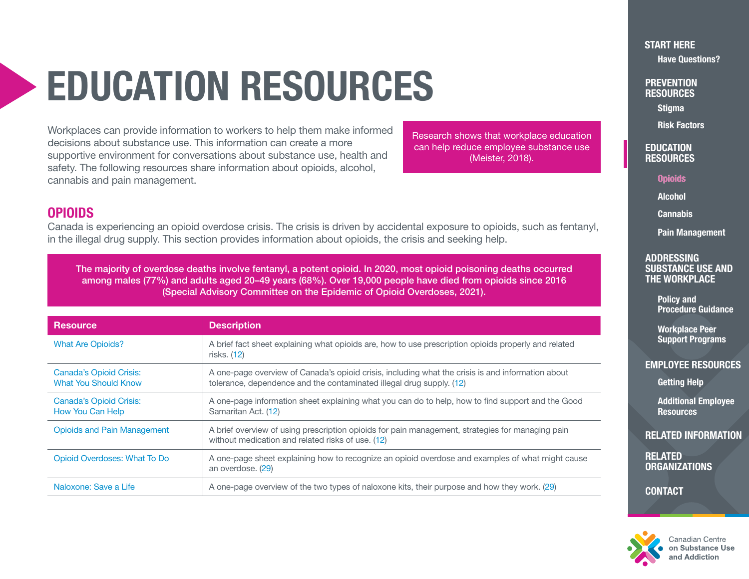# EDUCATION RESOURCES

Workplaces can provide information to workers to help them make informed decisions about substance use. This information can create a more supportive environment for conversations about substance use, health and safety. The following resources share information about opioids, alcohol, cannabis and pain management.

> Research shows that workplace education can help reduce employee substance use (Meister, 2018).

## OPIOIDS

Canada is experiencing an opioid overdose crisis. The crisis is driven by accidental exposure to opioids, such as fentanyl, in the illegal drug supply. This section provides information about opioids, the crisis and seeking help.

> **The majority of overdose deaths involve fentanyl, a potent opioid. In 2020, most opioid poisoning deaths occurred among males (77%) and adults aged 20–49 years (68%). Over 19,000 people have died from opioids since 2016 (Special Advisory Committee on the Epidemic of Opioid Overdoses, 2021).**

| Resource | Description |
| --- | --- |
| What Are Opioids? | A brief fact sheet explaining what opioids are, how to use prescription opioids properly and related risks. (12) |
| Canada's Opioid Crisis: What You Should Know | A one-page overview of Canada's opioid crisis, including what the crisis is and information about tolerance, dependence and the contaminated illegal drug supply. (12) |
| Canada's Opioid Crisis: How You Can Help | A one-page information sheet explaining what you can do to help, how to find support and the Good Samaritan Act. (12) |
| Opioids and Pain Management | A brief overview of using prescription opioids for pain management, strategies for managing pain without medication and related risks of use. (12) |
| Opioid Overdoses: What To Do | A one-page sheet explaining how to recognize an opioid overdose and examples of what might cause an overdose. (29) |
| Naloxone: Save a Life | A one-page overview of the two types of naloxone kits, their purpose and how they work. (29) |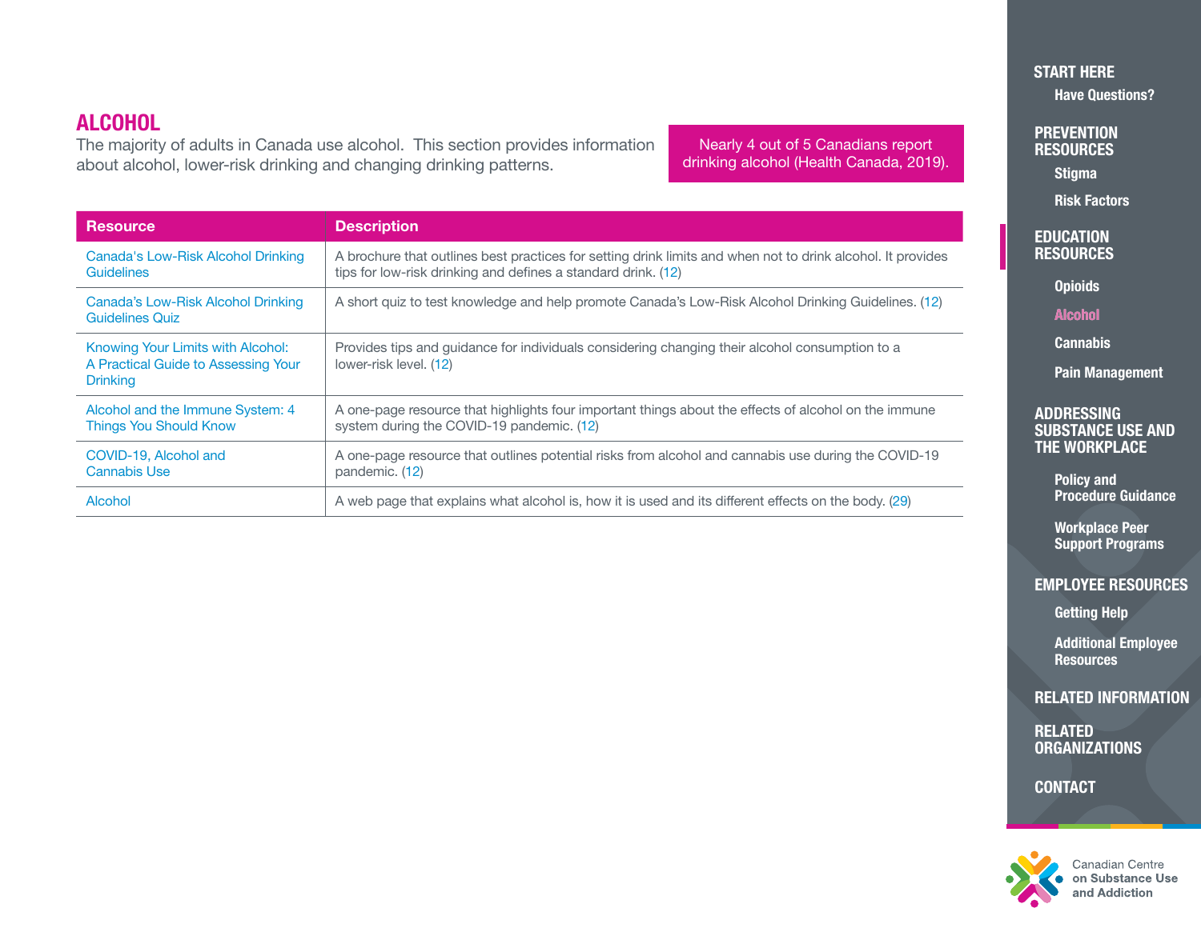## ALCOHOL

The majority of adults in Canada use alcohol. This section provides information about alcohol, lower-risk drinking and changing drinking patterns.

Nearly 4 out of 5 Canadians report drinking alcohol (Health Canada, 2019).

| Resource | Description |
|---|---|
| Canada's Low-Risk Alcohol Drinking Guidelines | A brochure that outlines best practices for setting drink limits and when not to drink alcohol. It provides tips for low-risk drinking and defines a standard drink. (12) |
| Canada's Low-Risk Alcohol Drinking Guidelines Quiz | A short quiz to test knowledge and help promote Canada's Low-Risk Alcohol Drinking Guidelines. (12) |
| Knowing Your Limits with Alcohol: A Practical Guide to Assessing Your Drinking | Provides tips and guidance for individuals considering changing their alcohol consumption to a lower-risk level. (12) |
| Alcohol and the Immune System: 4 Things You Should Know | A one-page resource that highlights four important things about the effects of alcohol on the immune system during the COVID-19 pandemic. (12) |
| COVID-19, Alcohol and Cannabis Use | A one-page resource that outlines potential risks from alcohol and cannabis use during the COVID-19 pandemic. (12) |
| Alcohol | A web page that explains what alcohol is, how it is used and its different effects on the body. (29) |

START HERE
- Have Questions?

PREVENTION RESOURCES
- Stigma
- Risk Factors

EDUCATION RESOURCES
- Opioids
- Alcohol
- Cannabis
- Pain Management

ADDRESSING SUBSTANCE USE AND THE WORKPLACE
- Policy and Procedure Guidance
- Workplace Peer Support Programs

EMPLOYEE RESOURCES
- Getting Help
- Additional Employee Resources

RELATED INFORMATION

RELATED ORGANIZATIONS

CONTACT

Canadian Centre on Substance Use and Addiction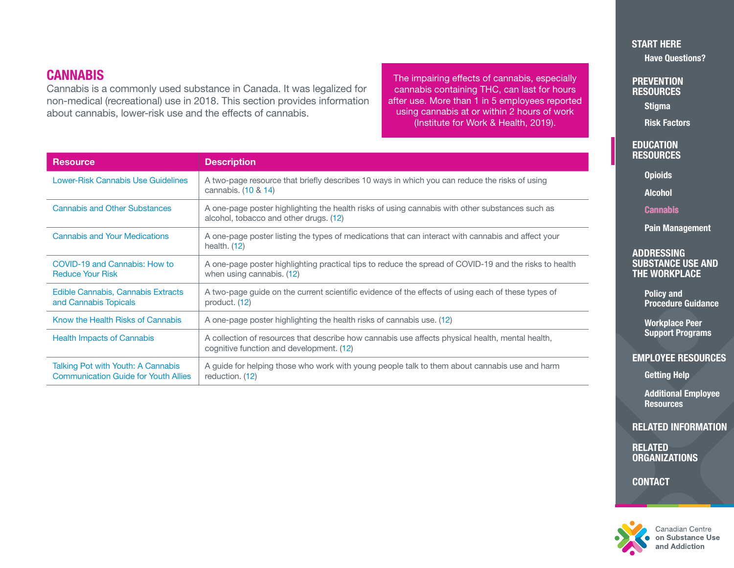## CANNABIS

Cannabis is a commonly used substance in Canada. It was legalized for non-medical (recreational) use in 2018. This section provides information about cannabis, lower-risk use and the effects of cannabis.

The impairing effects of cannabis, especially cannabis containing THC, can last for hours after use. More than 1 in 5 employees reported using cannabis at or within 2 hours of work (Institute for Work & Health, 2019).

| Resource | Description |
|---|---|
| Lower-Risk Cannabis Use Guidelines | A two-page resource that briefly describes 10 ways in which you can reduce the risks of using cannabis. (10 & 14) |
| Cannabis and Other Substances | A one-page poster highlighting the health risks of using cannabis with other substances such as alcohol, tobacco and other drugs. (12) |
| Cannabis and Your Medications | A one-page poster listing the types of medications that can interact with cannabis and affect your health. (12) |
| COVID-19 and Cannabis: How to Reduce Your Risk | A one-page poster highlighting practical tips to reduce the spread of COVID-19 and the risks to health when using cannabis. (12) |
| Edible Cannabis, Cannabis Extracts and Cannabis Topicals | A two-page guide on the current scientific evidence of the effects of using each of these types of product. (12) |
| Know the Health Risks of Cannabis | A one-page poster highlighting the health risks of cannabis use. (12) |
| Health Impacts of Cannabis | A collection of resources that describe how cannabis use affects physical health, mental health, cognitive function and development. (12) |
| Talking Pot with Youth: A Cannabis Communication Guide for Youth Allies | A guide for helping those who work with young people talk to them about cannabis use and harm reduction. (12) |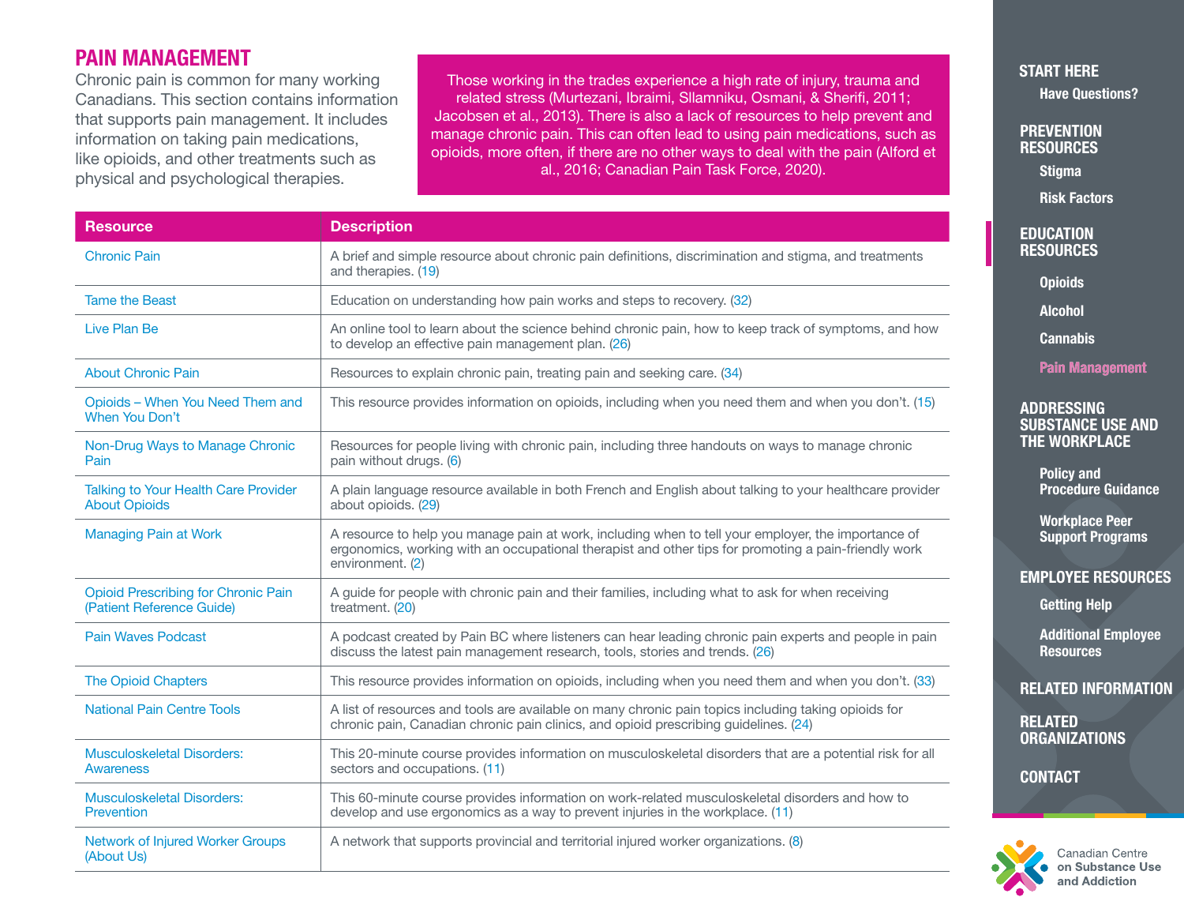# PAIN MANAGEMENT

Chronic pain is common for many working Canadians. This section contains information that supports pain management. It includes information on taking pain medications, like opioids, and other treatments such as physical and psychological therapies.

Those working in the trades experience a high rate of injury, trauma and related stress (Murtezani, Ibraimi, Sllamniku, Osmani, & Sherifi, 2011; Jacobsen et al., 2013). There is also a lack of resources to help prevent and manage chronic pain. This can often lead to using pain medications, such as opioids, more often, if there are no other ways to deal with the pain (Alford et al., 2016; Canadian Pain Task Force, 2020).

| Resource | Description |
|---|---|
| Chronic Pain | A brief and simple resource about chronic pain definitions, discrimination and stigma, and treatments and therapies. (19) |
| Tame the Beast | Education on understanding how pain works and steps to recovery. (32) |
| Live Plan Be | An online tool to learn about the science behind chronic pain, how to keep track of symptoms, and how to develop an effective pain management plan. (26) |
| About Chronic Pain | Resources to explain chronic pain, treating pain and seeking care. (34) |
| Opioids – When You Need Them and When You Don't | This resource provides information on opioids, including when you need them and when you don't. (15) |
| Non-Drug Ways to Manage Chronic Pain | Resources for people living with chronic pain, including three handouts on ways to manage chronic pain without drugs. (6) |
| Talking to Your Health Care Provider About Opioids | A plain language resource available in both French and English about talking to your healthcare provider about opioids. (29) |
| Managing Pain at Work | A resource to help you manage pain at work, including when to tell your employer, the importance of ergonomics, working with an occupational therapist and other tips for promoting a pain-friendly work environment. (2) |
| Opioid Prescribing for Chronic Pain (Patient Reference Guide) | A guide for people with chronic pain and their families, including what to ask for when receiving treatment. (20) |
| Pain Waves Podcast | A podcast created by Pain BC where listeners can hear leading chronic pain experts and people in pain discuss the latest pain management research, tools, stories and trends. (26) |
| The Opioid Chapters | This resource provides information on opioids, including when you need them and when you don't. (33) |
| National Pain Centre Tools | A list of resources and tools are available on many chronic pain topics including taking opioids for chronic pain, Canadian chronic pain clinics, and opioid prescribing guidelines. (24) |
| Musculoskeletal Disorders: Awareness | This 20-minute course provides information on musculoskeletal disorders that are a potential risk for all sectors and occupations. (11) |
| Musculoskeletal Disorders: Prevention | This 60-minute course provides information on work-related musculoskeletal disorders and how to develop and use ergonomics as a way to prevent injuries in the workplace. (11) |
| Network of Injured Worker Groups (About Us) | A network that supports provincial and territorial injured worker organizations. (8) |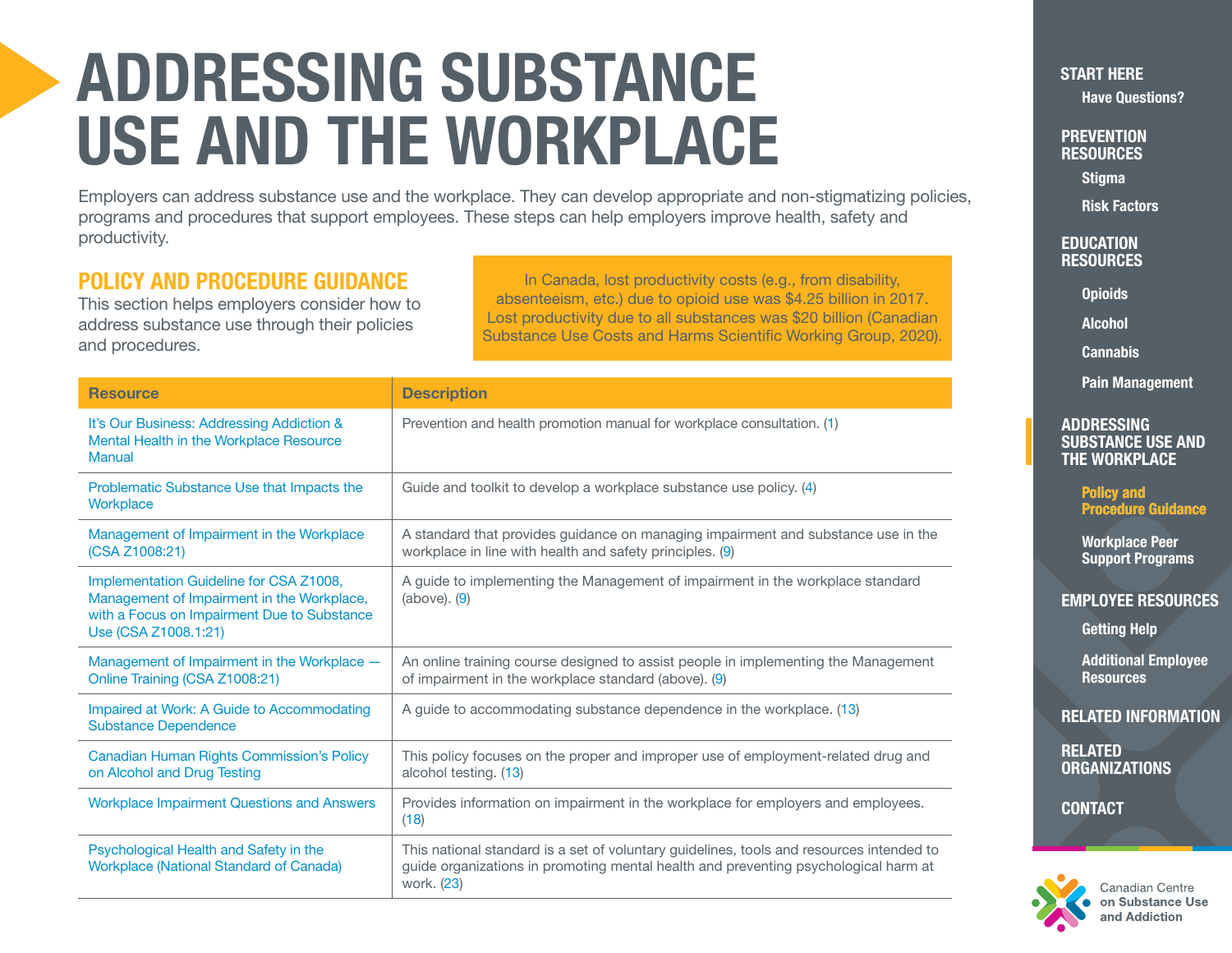# ADDRESSING SUBSTANCE USE AND THE WORKPLACE

Employers can address substance use and the workplace. They can develop appropriate and non-stigmatizing policies, programs and procedures that support employees. These steps can help employers improve health, safety and productivity.

## POLICY AND PROCEDURE GUIDANCE

This section helps employers consider how to address substance use through their policies and procedures.

In Canada, lost productivity costs (e.g., from disability, absenteeism, etc.) due to opioid use was $4.25 billion in 2017. Lost productivity due to all substances was $20 billion (Canadian Substance Use Costs and Harms Scientific Working Group, 2020).

| Resource | Description |
|---|---|
| It's Our Business: Addressing Addiction & Mental Health in the Workplace Resource Manual | Prevention and health promotion manual for workplace consultation. (1) |
| Problematic Substance Use that Impacts the Workplace | Guide and toolkit to develop a workplace substance use policy. (4) |
| Management of Impairment in the Workplace (CSA Z1008:21) | A standard that provides guidance on managing impairment and substance use in the workplace in line with health and safety principles. (9) |
| Implementation Guideline for CSA Z1008, Management of Impairment in the Workplace, with a Focus on Impairment Due to Substance Use (CSA Z1008.1:21) | A guide to implementing the Management of impairment in the workplace standard (above). (9) |
| Management of Impairment in the Workplace — Online Training (CSA Z1008:21) | An online training course designed to assist people in implementing the Management of impairment in the workplace standard (above). (9) |
| Impaired at Work: A Guide to Accommodating Substance Dependence | A guide to accommodating substance dependence in the workplace. (13) |
| Canadian Human Rights Commission's Policy on Alcohol and Drug Testing | This policy focuses on the proper and improper use of employment-related drug and alcohol testing. (13) |
| Workplace Impairment Questions and Answers | Provides information on impairment in the workplace for employers and employees. (18) |
| Psychological Health and Safety in the Workplace (National Standard of Canada) | This national standard is a set of voluntary guidelines, tools and resources intended to guide organizations in promoting mental health and preventing psychological harm at work. (23) |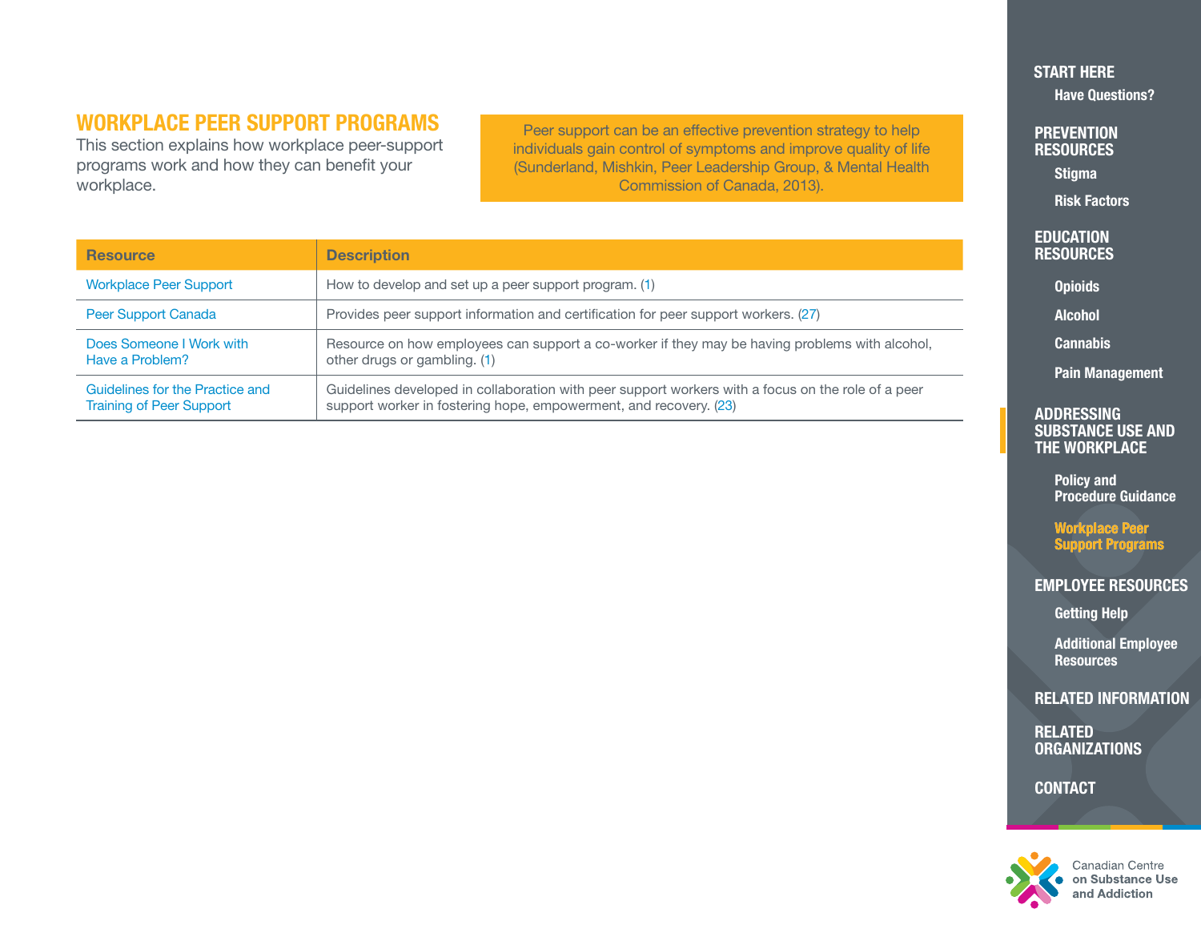## WORKPLACE PEER SUPPORT PROGRAMS

This section explains how workplace peer-support programs work and how they can benefit your workplace.

Peer support can be an effective prevention strategy to help individuals gain control of symptoms and improve quality of life (Sunderland, Mishkin, Peer Leadership Group, & Mental Health Commission of Canada, 2013).

| Resource | Description |
|---|---|
| Workplace Peer Support | How to develop and set up a peer support program. (1) |
| Peer Support Canada | Provides peer support information and certification for peer support workers. (27) |
| Does Someone I Work with Have a Problem? | Resource on how employees can support a co-worker if they may be having problems with alcohol, other drugs or gambling. (1) |
| Guidelines for the Practice and Training of Peer Support | Guidelines developed in collaboration with peer support workers with a focus on the role of a peer support worker in fostering hope, empowerment, and recovery. (23) |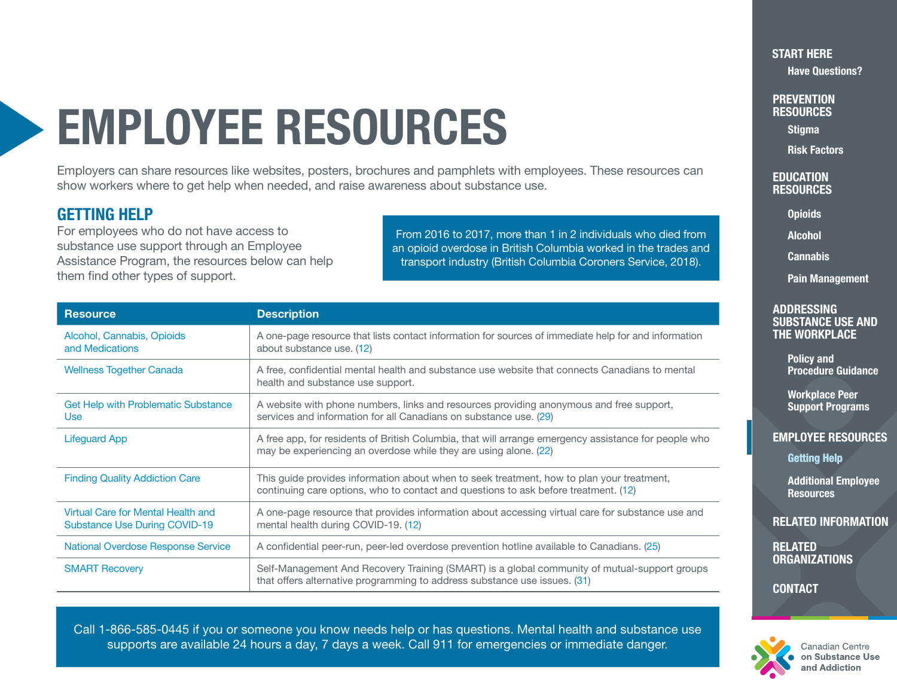# EMPLOYEE RESOURCES

Employers can share resources like websites, posters, brochures and pamphlets with employees. These resources can show workers where to get help when needed, and raise awareness about substance use.

## GETTING HELP

For employees who do not have access to substance use support through an Employee Assistance Program, the resources below can help them find other types of support.

From 2016 to 2017, more than 1 in 2 individuals who died from an opioid overdose in British Columbia worked in the trades and transport industry (British Columbia Coroners Service, 2018).

| Resource | Description |
| --- | --- |
| Alcohol, Cannabis, Opioids and Medications | A one-page resource that lists contact information for sources of immediate help for and information about substance use. (12) |
| Wellness Together Canada | A free, confidential mental health and substance use website that connects Canadians to mental health and substance use support. |
| Get Help with Problematic Substance Use | A website with phone numbers, links and resources providing anonymous and free support, services and information for all Canadians on substance use. (29) |
| Lifeguard App | A free app, for residents of British Columbia, that will arrange emergency assistance for people who may be experiencing an overdose while they are using alone. (22) |
| Finding Quality Addiction Care | This guide provides information about when to seek treatment, how to plan your treatment, continuing care options, who to contact and questions to ask before treatment. (12) |
| Virtual Care for Mental Health and Substance Use During COVID-19 | A one-page resource that provides information about accessing virtual care for substance use and mental health during COVID-19. (12) |
| National Overdose Response Service | A confidential peer-run, peer-led overdose prevention hotline available to Canadians. (25) |
| SMART Recovery | Self-Management And Recovery Training (SMART) is a global community of mutual-support groups that offers alternative programming to address substance use issues. (31) |

Call 1-866-585-0445 if you or someone you know needs help or has questions. Mental health and substance use supports are available 24 hours a day, 7 days a week. Call 911 for emergencies or immediate danger.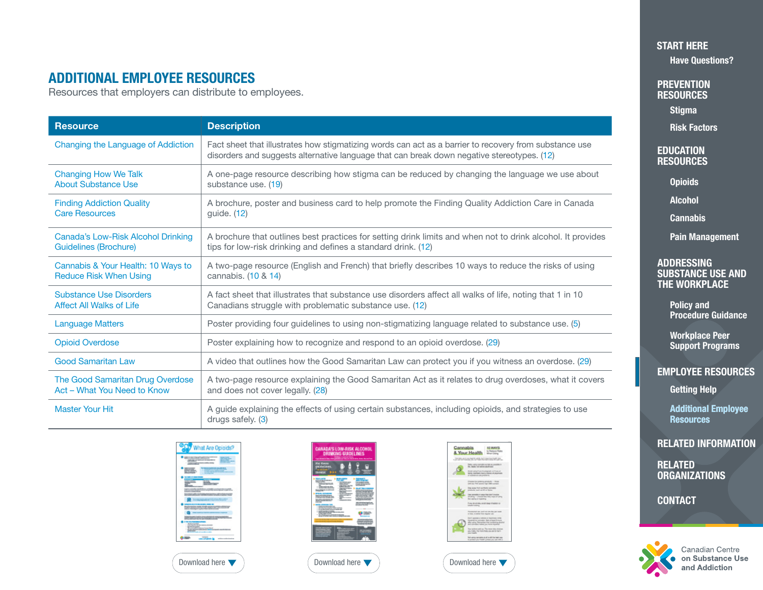## ADDITIONAL EMPLOYEE RESOURCES

Resources that employers can distribute to employees.

| Resource | Description |
| --- | --- |
| Changing the Language of Addiction | Fact sheet that illustrates how stigmatizing words can act as a barrier to recovery from substance use disorders and suggests alternative language that can break down negative stereotypes. (12) |
| Changing How We Talk About Substance Use | A one-page resource describing how stigma can be reduced by changing the language we use about substance use. (19) |
| Finding Addiction Quality Care Resources | A brochure, poster and business card to help promote the Finding Quality Addiction Care in Canada guide. (12) |
| Canada's Low-Risk Alcohol Drinking Guidelines (Brochure) | A brochure that outlines best practices for setting drink limits and when not to drink alcohol. It provides tips for low-risk drinking and defines a standard drink. (12) |
| Cannabis & Your Health: 10 Ways to Reduce Risk When Using | A two-page resource (English and French) that briefly describes 10 ways to reduce the risks of using cannabis. (10 & 14) |
| Substance Use Disorders Affect All Walks of Life | A fact sheet that illustrates that substance use disorders affect all walks of life, noting that 1 in 10 Canadians struggle with problematic substance use. (12) |
| Language Matters | Poster providing four guidelines to using non-stigmatizing language related to substance use. (5) |
| Opioid Overdose | Poster explaining how to recognize and respond to an opioid overdose. (29) |
| Good Samaritan Law | A video that outlines how the Good Samaritan Law can protect you if you witness an overdose. (29) |
| The Good Samaritan Drug Overdose Act – What You Need to Know | A two-page resource explaining the Good Samaritan Act as it relates to drug overdoses, what it covers and does not cover legally. (28) |
| Master Your Hit | A guide explaining the effects of using certain substances, including opioids, and strategies to use drugs safely. (3) |

Download here

Download here

Download here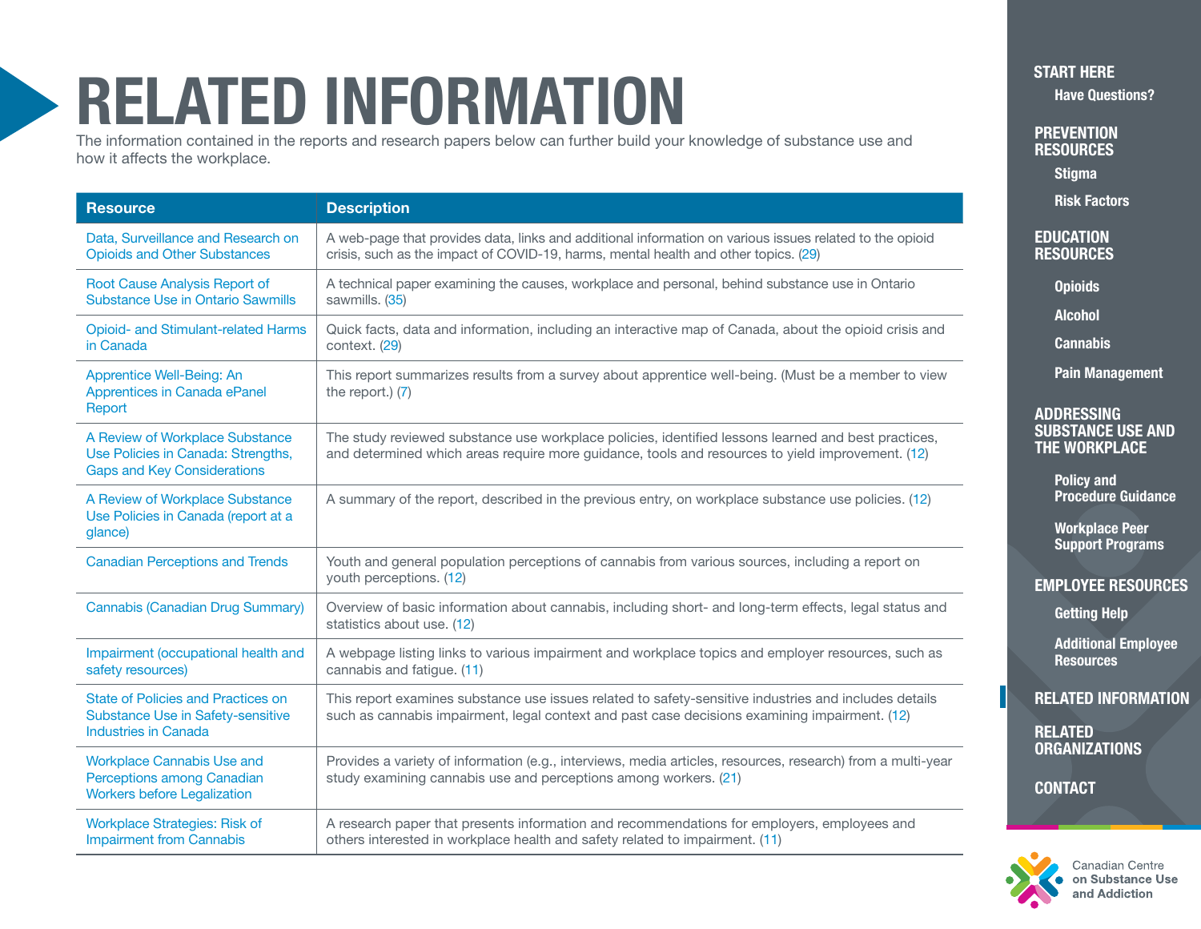# RELATED INFORMATION

The information contained in the reports and research papers below can further build your knowledge of substance use and how it affects the workplace.

| Resource | Description |
| --- | --- |
| Data, Surveillance and Research on Opioids and Other Substances | A web-page that provides data, links and additional information on various issues related to the opioid crisis, such as the impact of COVID-19, harms, mental health and other topics. (29) |
| Root Cause Analysis Report of Substance Use in Ontario Sawmills | A technical paper examining the causes, workplace and personal, behind substance use in Ontario sawmills. (35) |
| Opioid- and Stimulant-related Harms in Canada | Quick facts, data and information, including an interactive map of Canada, about the opioid crisis and context. (29) |
| Apprentice Well-Being: An Apprentices in Canada ePanel Report | This report summarizes results from a survey about apprentice well-being. (Must be a member to view the report.) (7) |
| A Review of Workplace Substance Use Policies in Canada: Strengths, Gaps and Key Considerations | The study reviewed substance use workplace policies, identified lessons learned and best practices, and determined which areas require more guidance, tools and resources to yield improvement. (12) |
| A Review of Workplace Substance Use Policies in Canada (report at a glance) | A summary of the report, described in the previous entry, on workplace substance use policies. (12) |
| Canadian Perceptions and Trends | Youth and general population perceptions of cannabis from various sources, including a report on youth perceptions. (12) |
| Cannabis (Canadian Drug Summary) | Overview of basic information about cannabis, including short- and long-term effects, legal status and statistics about use. (12) |
| Impairment (occupational health and safety resources) | A webpage listing links to various impairment and workplace topics and employer resources, such as cannabis and fatigue. (11) |
| State of Policies and Practices on Substance Use in Safety-sensitive Industries in Canada | This report examines substance use issues related to safety-sensitive industries and includes details such as cannabis impairment, legal context and past case decisions examining impairment. (12) |
| Workplace Cannabis Use and Perceptions among Canadian Workers before Legalization | Provides a variety of information (e.g., interviews, media articles, resources, research) from a multi-year study examining cannabis use and perceptions among workers. (21) |
| Workplace Strategies: Risk of Impairment from Cannabis | A research paper that presents information and recommendations for employers, employees and others interested in workplace health and safety related to impairment. (11) |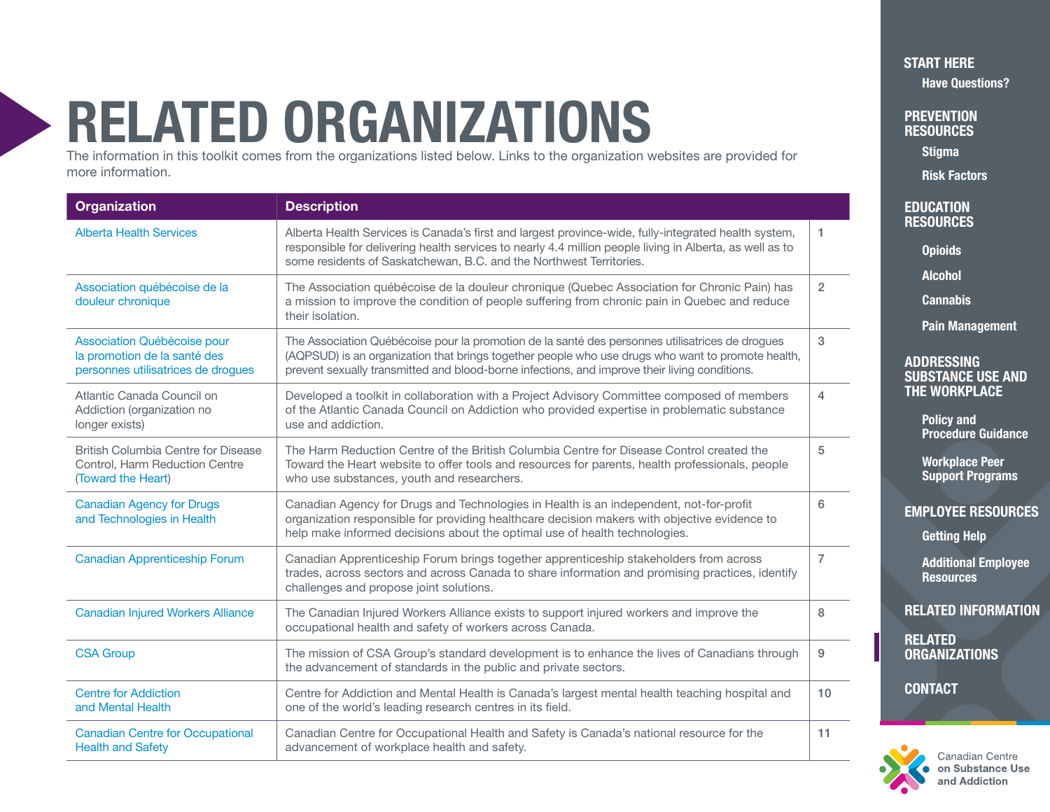# RELATED ORGANIZATIONS

The information in this toolkit comes from the organizations listed below. Links to the organization websites are provided for more information.

| Organization | Description | |
|---|---|---|
| Alberta Health Services | Alberta Health Services is Canada's first and largest province-wide, fully-integrated health system, responsible for delivering health services to nearly 4.4 million people living in Alberta, as well as to some residents of Saskatchewan, B.C. and the Northwest Territories. | 1 |
| Association québécoise de la douleur chronique | The Association québécoise de la douleur chronique (Quebec Association for Chronic Pain) has a mission to improve the condition of people suffering from chronic pain in Quebec and reduce their isolation. | 2 |
| Association Québécoise pour la promotion de la santé des personnes utilisatrices de drogues | The Association Québécoise pour la promotion de la santé des personnes utilisatrices de drogues (AQPSUD) is an organization that brings together people who use drugs who want to promote health, prevent sexually transmitted and blood-borne infections, and improve their living conditions. | 3 |
| Atlantic Canada Council on Addiction (organization no longer exists) | Developed a toolkit in collaboration with a Project Advisory Committee composed of members of the Atlantic Canada Council on Addiction who provided expertise in problematic substance use and addiction. | 4 |
| British Columbia Centre for Disease Control, Harm Reduction Centre (Toward the Heart) | The Harm Reduction Centre of the British Columbia Centre for Disease Control created the Toward the Heart website to offer tools and resources for parents, health professionals, people who use substances, youth and researchers. | 5 |
| Canadian Agency for Drugs and Technologies in Health | Canadian Agency for Drugs and Technologies in Health is an independent, not-for-profit organization responsible for providing healthcare decision makers with objective evidence to help make informed decisions about the optimal use of health technologies. | 6 |
| Canadian Apprenticeship Forum | Canadian Apprenticeship Forum brings together apprenticeship stakeholders from across trades, across sectors and across Canada to share information and promising practices, identify challenges and propose joint solutions. | 7 |
| Canadian Injured Workers Alliance | The Canadian Injured Workers Alliance exists to support injured workers and improve the occupational health and safety of workers across Canada. | 8 |
| CSA Group | The mission of CSA Group's standard development is to enhance the lives of Canadians through the advancement of standards in the public and private sectors. | 9 |
| Centre for Addiction and Mental Health | Centre for Addiction and Mental Health is Canada's largest mental health teaching hospital and one of the world's leading research centres in its field. | 10 |
| Canadian Centre for Occupational Health and Safety | Canadian Centre for Occupational Health and Safety is Canada's national resource for the advancement of workplace health and safety. | 11 |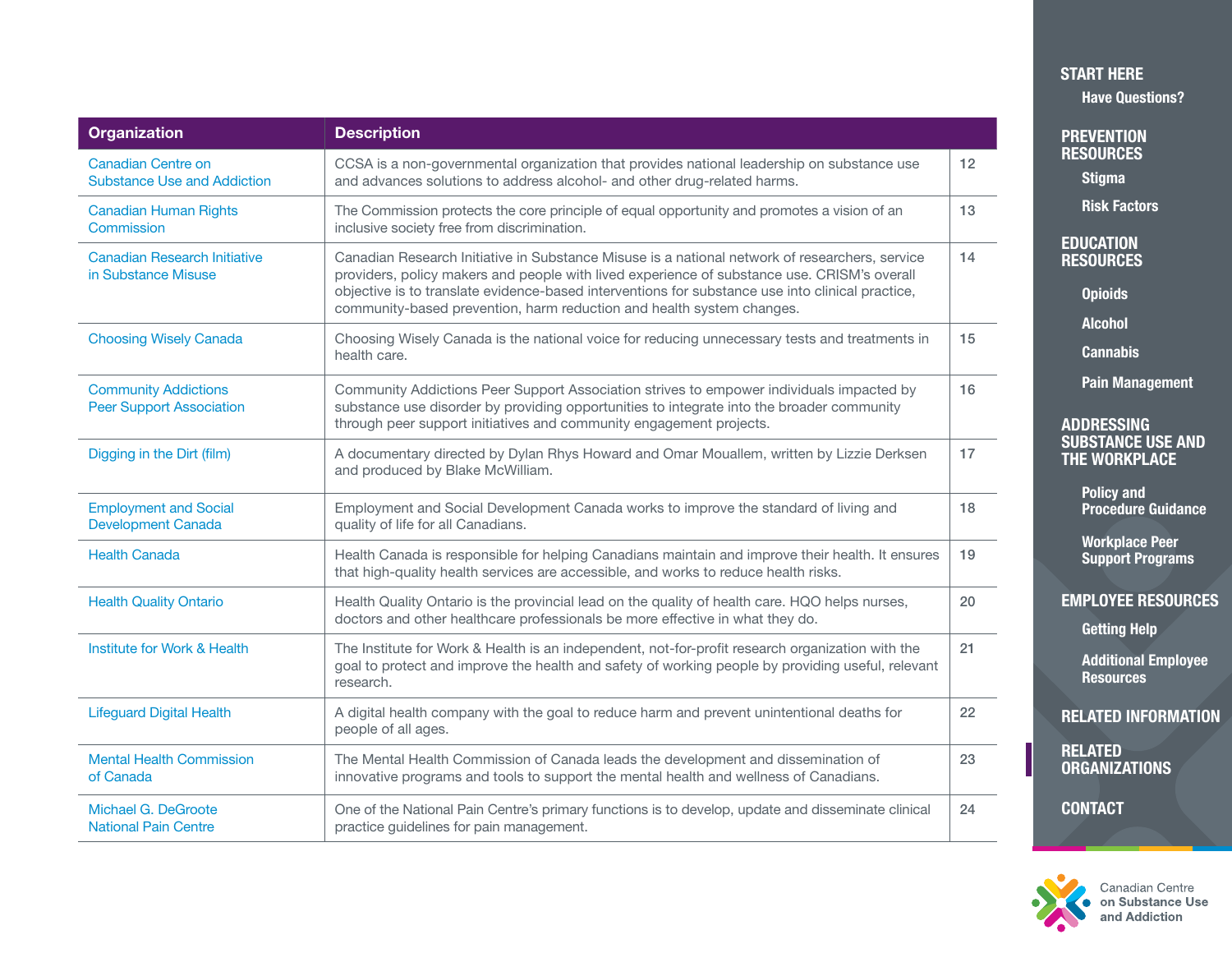| Organization | Description | |
|---|---|---|
| Canadian Centre on Substance Use and Addiction | CCSA is a non-governmental organization that provides national leadership on substance use and advances solutions to address alcohol- and other drug-related harms. | 12 |
| Canadian Human Rights Commission | The Commission protects the core principle of equal opportunity and promotes a vision of an inclusive society free from discrimination. | 13 |
| Canadian Research Initiative in Substance Misuse | Canadian Research Initiative in Substance Misuse is a national network of researchers, service providers, policy makers and people with lived experience of substance use. CRISM's overall objective is to translate evidence-based interventions for substance use into clinical practice, community-based prevention, harm reduction and health system changes. | 14 |
| Choosing Wisely Canada | Choosing Wisely Canada is the national voice for reducing unnecessary tests and treatments in health care. | 15 |
| Community Addictions Peer Support Association | Community Addictions Peer Support Association strives to empower individuals impacted by substance use disorder by providing opportunities to integrate into the broader community through peer support initiatives and community engagement projects. | 16 |
| Digging in the Dirt (film) | A documentary directed by Dylan Rhys Howard and Omar Mouallem, written by Lizzie Derksen and produced by Blake McWilliam. | 17 |
| Employment and Social Development Canada | Employment and Social Development Canada works to improve the standard of living and quality of life for all Canadians. | 18 |
| Health Canada | Health Canada is responsible for helping Canadians maintain and improve their health. It ensures that high-quality health services are accessible, and works to reduce health risks. | 19 |
| Health Quality Ontario | Health Quality Ontario is the provincial lead on the quality of health care. HQO helps nurses, doctors and other healthcare professionals be more effective in what they do. | 20 |
| Institute for Work & Health | The Institute for Work & Health is an independent, not-for-profit research organization with the goal to protect and improve the health and safety of working people by providing useful, relevant research. | 21 |
| Lifeguard Digital Health | A digital health company with the goal to reduce harm and prevent unintentional deaths for people of all ages. | 22 |
| Mental Health Commission of Canada | The Mental Health Commission of Canada leads the development and dissemination of innovative programs and tools to support the mental health and wellness of Canadians. | 23 |
| Michael G. DeGroote National Pain Centre | One of the National Pain Centre's primary functions is to develop, update and disseminate clinical practice guidelines for pain management. | 24 |

START HERE
- Have Questions?

PREVENTION RESOURCES
- Stigma
- Risk Factors

EDUCATION RESOURCES
- Opioids
- Alcohol
- Cannabis
- Pain Management

ADDRESSING SUBSTANCE USE AND THE WORKPLACE
- Policy and Procedure Guidance
- Workplace Peer Support Programs

EMPLOYEE RESOURCES
- Getting Help
- Additional Employee Resources

RELATED INFORMATION

RELATED ORGANIZATIONS

CONTACT

Canadian Centre on Substance Use and Addiction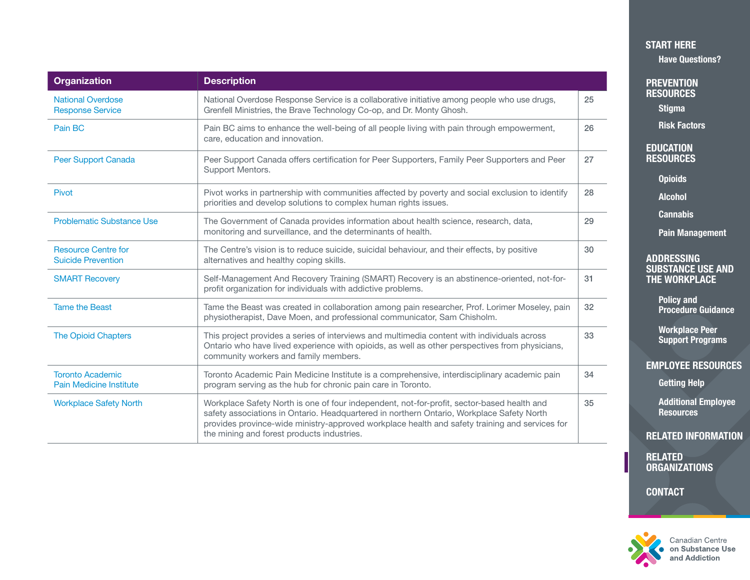| Organization | Description | |
|---|---|---|
| National Overdose Response Service | National Overdose Response Service is a collaborative initiative among people who use drugs, Grenfell Ministries, the Brave Technology Co-op, and Dr. Monty Ghosh. | 25 |
| Pain BC | Pain BC aims to enhance the well-being of all people living with pain through empowerment, care, education and innovation. | 26 |
| Peer Support Canada | Peer Support Canada offers certification for Peer Supporters, Family Peer Supporters and Peer Support Mentors. | 27 |
| Pivot | Pivot works in partnership with communities affected by poverty and social exclusion to identify priorities and develop solutions to complex human rights issues. | 28 |
| Problematic Substance Use | The Government of Canada provides information about health science, research, data, monitoring and surveillance, and the determinants of health. | 29 |
| Resource Centre for Suicide Prevention | The Centre's vision is to reduce suicide, suicidal behaviour, and their effects, by positive alternatives and healthy coping skills. | 30 |
| SMART Recovery | Self-Management And Recovery Training (SMART) Recovery is an abstinence-oriented, not-for-profit organization for individuals with addictive problems. | 31 |
| Tame the Beast | Tame the Beast was created in collaboration among pain researcher, Prof. Lorimer Moseley, pain physiotherapist, Dave Moen, and professional communicator, Sam Chisholm. | 32 |
| The Opioid Chapters | This project provides a series of interviews and multimedia content with individuals across Ontario who have lived experience with opioids, as well as other perspectives from physicians, community workers and family members. | 33 |
| Toronto Academic Pain Medicine Institute | Toronto Academic Pain Medicine Institute is a comprehensive, interdisciplinary academic pain program serving as the hub for chronic pain care in Toronto. | 34 |
| Workplace Safety North | Workplace Safety North is one of four independent, not-for-profit, sector-based health and safety associations in Ontario. Headquartered in northern Ontario, Workplace Safety North provides province-wide ministry-approved workplace health and safety training and services for the mining and forest products industries. | 35 |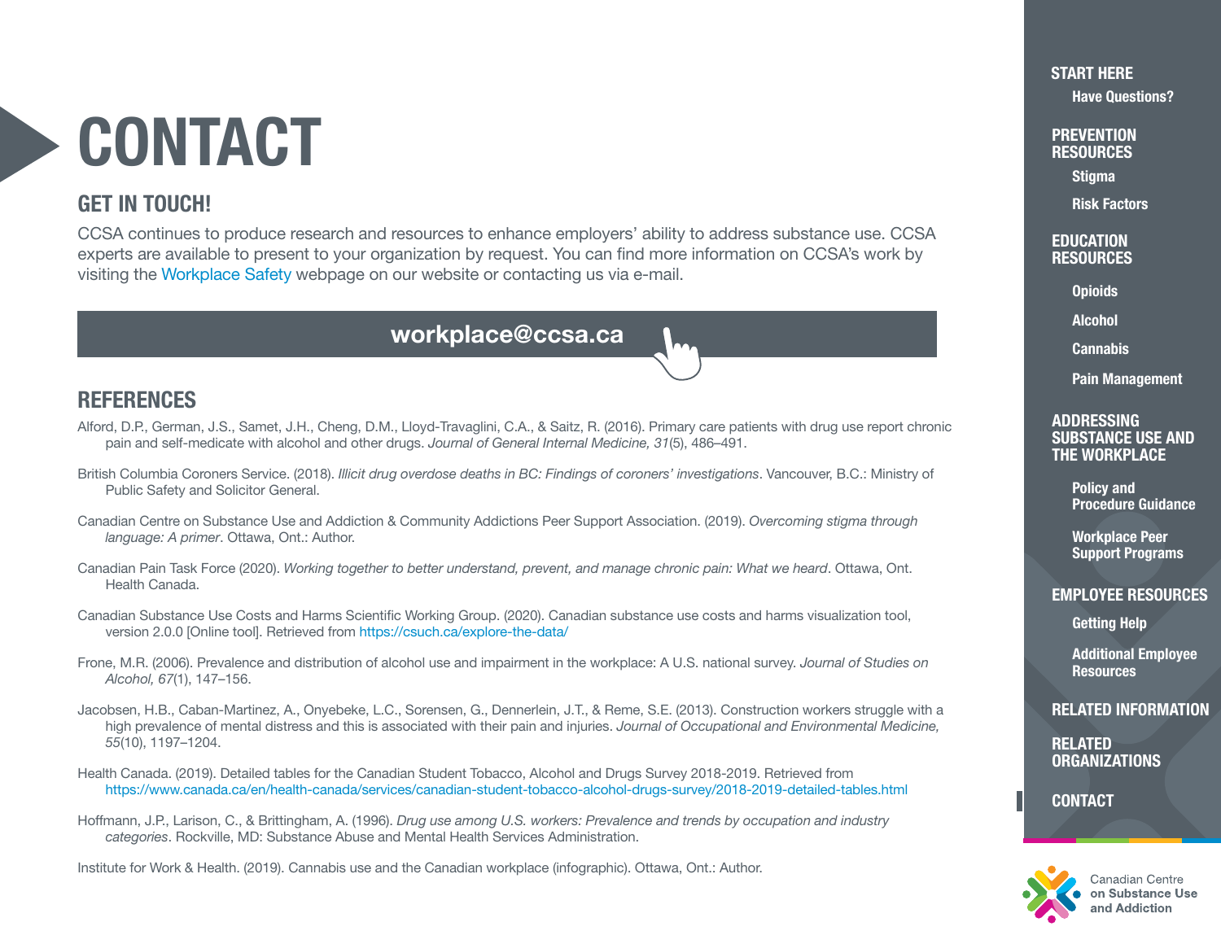# CONTACT

## GET IN TOUCH!

CCSA continues to produce research and resources to enhance employers' ability to address substance use. CCSA experts are available to present to your organization by request. You can find more information on CCSA's work by visiting the Workplace Safety webpage on our website or contacting us via e-mail.

**workplace@ccsa.ca**

## REFERENCES

Alford, D.P., German, J.S., Samet, J.H., Cheng, D.M., Lloyd-Travaglini, C.A., & Saitz, R. (2016). Primary care patients with drug use report chronic pain and self-medicate with alcohol and other drugs. *Journal of General Internal Medicine, 31*(5), 486–491.

British Columbia Coroners Service. (2018). *Illicit drug overdose deaths in BC: Findings of coroners' investigations*. Vancouver, B.C.: Ministry of Public Safety and Solicitor General.

Canadian Centre on Substance Use and Addiction & Community Addictions Peer Support Association. (2019). *Overcoming stigma through language: A primer*. Ottawa, Ont.: Author.

Canadian Pain Task Force (2020). *Working together to better understand, prevent, and manage chronic pain: What we heard*. Ottawa, Ont. Health Canada.

Canadian Substance Use Costs and Harms Scientific Working Group. (2020). Canadian substance use costs and harms visualization tool, version 2.0.0 [Online tool]. Retrieved from https://csuch.ca/explore-the-data/

Frone, M.R. (2006). Prevalence and distribution of alcohol use and impairment in the workplace: A U.S. national survey. *Journal of Studies on Alcohol, 67*(1), 147–156.

Jacobsen, H.B., Caban-Martinez, A., Onyebeke, L.C., Sorensen, G., Dennerlein, J.T., & Reme, S.E. (2013). Construction workers struggle with a high prevalence of mental distress and this is associated with their pain and injuries. *Journal of Occupational and Environmental Medicine, 55*(10), 1197–1204.

Health Canada. (2019). Detailed tables for the Canadian Student Tobacco, Alcohol and Drugs Survey 2018-2019. Retrieved from https://www.canada.ca/en/health-canada/services/canadian-student-tobacco-alcohol-drugs-survey/2018-2019-detailed-tables.html

Hoffmann, J.P., Larison, C., & Brittingham, A. (1996). *Drug use among U.S. workers: Prevalence and trends by occupation and industry categories*. Rockville, MD: Substance Abuse and Mental Health Services Administration.

Institute for Work & Health. (2019). Cannabis use and the Canadian workplace (infographic). Ottawa, Ont.: Author.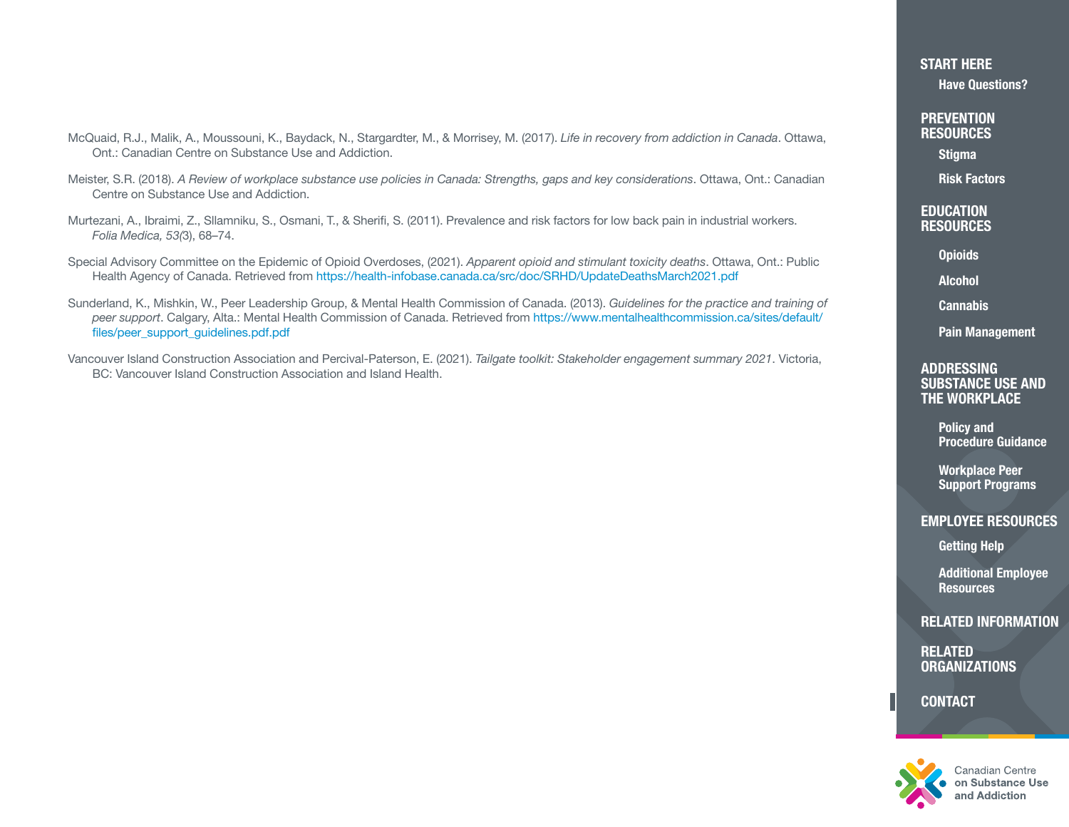McQuaid, R.J., Malik, A., Moussouni, K., Baydack, N., Stargardter, M., & Morrisey, M. (2017). *Life in recovery from addiction in Canada*. Ottawa, Ont.: Canadian Centre on Substance Use and Addiction.

Meister, S.R. (2018). *A Review of workplace substance use policies in Canada: Strengths, gaps and key considerations*. Ottawa, Ont.: Canadian Centre on Substance Use and Addiction.

Murtezani, A., Ibraimi, Z., Sllamniku, S., Osmani, T., & Sherifi, S. (2011). Prevalence and risk factors for low back pain in industrial workers. *Folia Medica, 53*(3), 68–74.

Special Advisory Committee on the Epidemic of Opioid Overdoses, (2021). *Apparent opioid and stimulant toxicity deaths*. Ottawa, Ont.: Public Health Agency of Canada. Retrieved from https://health-infobase.canada.ca/src/doc/SRHD/UpdateDeathsMarch2021.pdf

Sunderland, K., Mishkin, W., Peer Leadership Group, & Mental Health Commission of Canada. (2013). *Guidelines for the practice and training of peer support*. Calgary, Alta.: Mental Health Commission of Canada. Retrieved from https://www.mentalhealthcommission.ca/sites/default/files/peer_support_guidelines.pdf.pdf

Vancouver Island Construction Association and Percival-Paterson, E. (2021). *Tailgate toolkit: Stakeholder engagement summary 2021*. Victoria, BC: Vancouver Island Construction Association and Island Health.